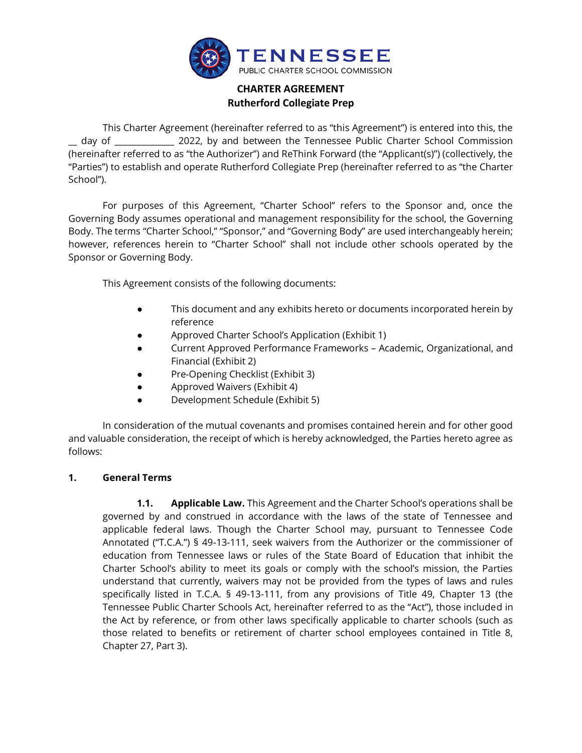TENNESSEE
PUBLIC CHARTER SCHOOL COMMISSION

# CHARTER AGREEMENT
## Rutherford Collegiate Prep

This Charter Agreement (hereinafter referred to as "this Agreement") is entered into this, the __ day of _____________ 2022, by and between the Tennessee Public Charter School Commission (hereinafter referred to as "the Authorizer") and ReThink Forward (the "Applicant(s)") (collectively, the "Parties") to establish and operate Rutherford Collegiate Prep (hereinafter referred to as "the Charter School").

For purposes of this Agreement, "Charter School" refers to the Sponsor and, once the Governing Body assumes operational and management responsibility for the school, the Governing Body. The terms "Charter School," "Sponsor," and "Governing Body" are used interchangeably herein; however, references herein to "Charter School" shall not include other schools operated by the Sponsor or Governing Body.

This Agreement consists of the following documents:

- This document and any exhibits hereto or documents incorporated herein by reference
- Approved Charter School's Application (Exhibit 1)
- Current Approved Performance Frameworks – Academic, Organizational, and Financial (Exhibit 2)
- Pre-Opening Checklist (Exhibit 3)
- Approved Waivers (Exhibit 4)
- Development Schedule (Exhibit 5)

In consideration of the mutual covenants and promises contained herein and for other good and valuable consideration, the receipt of which is hereby acknowledged, the Parties hereto agree as follows:

**1. General Terms**

**1.1. Applicable Law.** This Agreement and the Charter School's operations shall be governed by and construed in accordance with the laws of the state of Tennessee and applicable federal laws. Though the Charter School may, pursuant to Tennessee Code Annotated ("T.C.A.") § 49-13-111, seek waivers from the Authorizer or the commissioner of education from Tennessee laws or rules of the State Board of Education that inhibit the Charter School's ability to meet its goals or comply with the school's mission, the Parties understand that currently, waivers may not be provided from the types of laws and rules specifically listed in T.C.A. § 49-13-111, from any provisions of Title 49, Chapter 13 (the Tennessee Public Charter Schools Act, hereinafter referred to as the "Act"), those included in the Act by reference, or from other laws specifically applicable to charter schools (such as those related to benefits or retirement of charter school employees contained in Title 8, Chapter 27, Part 3).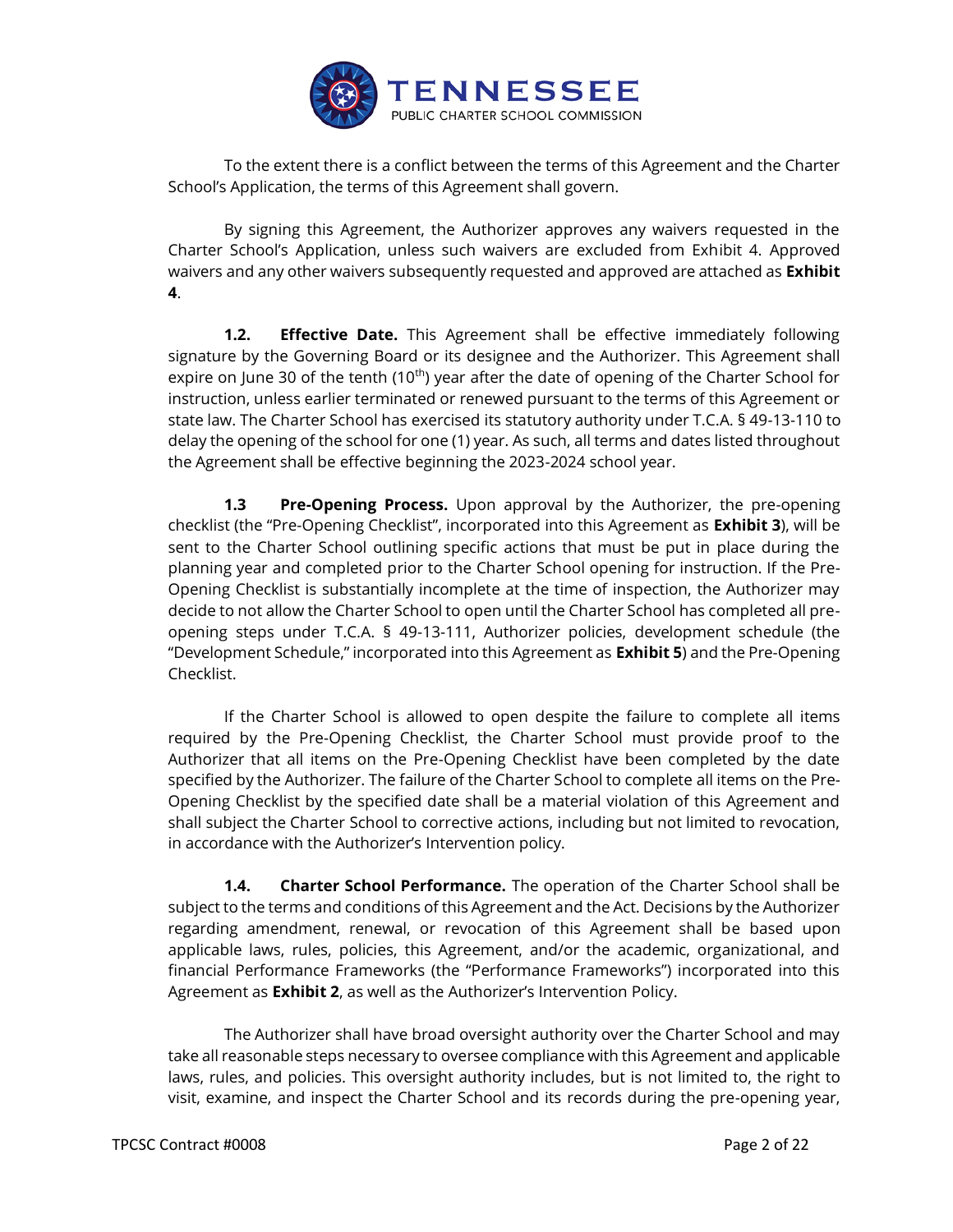To the extent there is a conflict between the terms of this Agreement and the Charter School's Application, the terms of this Agreement shall govern.

By signing this Agreement, the Authorizer approves any waivers requested in the Charter School's Application, unless such waivers are excluded from Exhibit 4. Approved waivers and any other waivers subsequently requested and approved are attached as **Exhibit 4**.

**1.2. Effective Date.** This Agreement shall be effective immediately following signature by the Governing Board or its designee and the Authorizer. This Agreement shall expire on June 30 of the tenth (10th) year after the date of opening of the Charter School for instruction, unless earlier terminated or renewed pursuant to the terms of this Agreement or state law. The Charter School has exercised its statutory authority under T.C.A. § 49-13-110 to delay the opening of the school for one (1) year. As such, all terms and dates listed throughout the Agreement shall be effective beginning the 2023-2024 school year.

**1.3 Pre-Opening Process.** Upon approval by the Authorizer, the pre-opening checklist (the "Pre-Opening Checklist", incorporated into this Agreement as **Exhibit 3**), will be sent to the Charter School outlining specific actions that must be put in place during the planning year and completed prior to the Charter School opening for instruction. If the Pre-Opening Checklist is substantially incomplete at the time of inspection, the Authorizer may decide to not allow the Charter School to open until the Charter School has completed all pre-opening steps under T.C.A. § 49-13-111, Authorizer policies, development schedule (the "Development Schedule," incorporated into this Agreement as **Exhibit 5**) and the Pre-Opening Checklist.

If the Charter School is allowed to open despite the failure to complete all items required by the Pre-Opening Checklist, the Charter School must provide proof to the Authorizer that all items on the Pre-Opening Checklist have been completed by the date specified by the Authorizer. The failure of the Charter School to complete all items on the Pre-Opening Checklist by the specified date shall be a material violation of this Agreement and shall subject the Charter School to corrective actions, including but not limited to revocation, in accordance with the Authorizer's Intervention policy.

**1.4. Charter School Performance.** The operation of the Charter School shall be subject to the terms and conditions of this Agreement and the Act. Decisions by the Authorizer regarding amendment, renewal, or revocation of this Agreement shall be based upon applicable laws, rules, policies, this Agreement, and/or the academic, organizational, and financial Performance Frameworks (the "Performance Frameworks") incorporated into this Agreement as **Exhibit 2**, as well as the Authorizer's Intervention Policy.

The Authorizer shall have broad oversight authority over the Charter School and may take all reasonable steps necessary to oversee compliance with this Agreement and applicable laws, rules, and policies. This oversight authority includes, but is not limited to, the right to visit, examine, and inspect the Charter School and its records during the pre-opening year,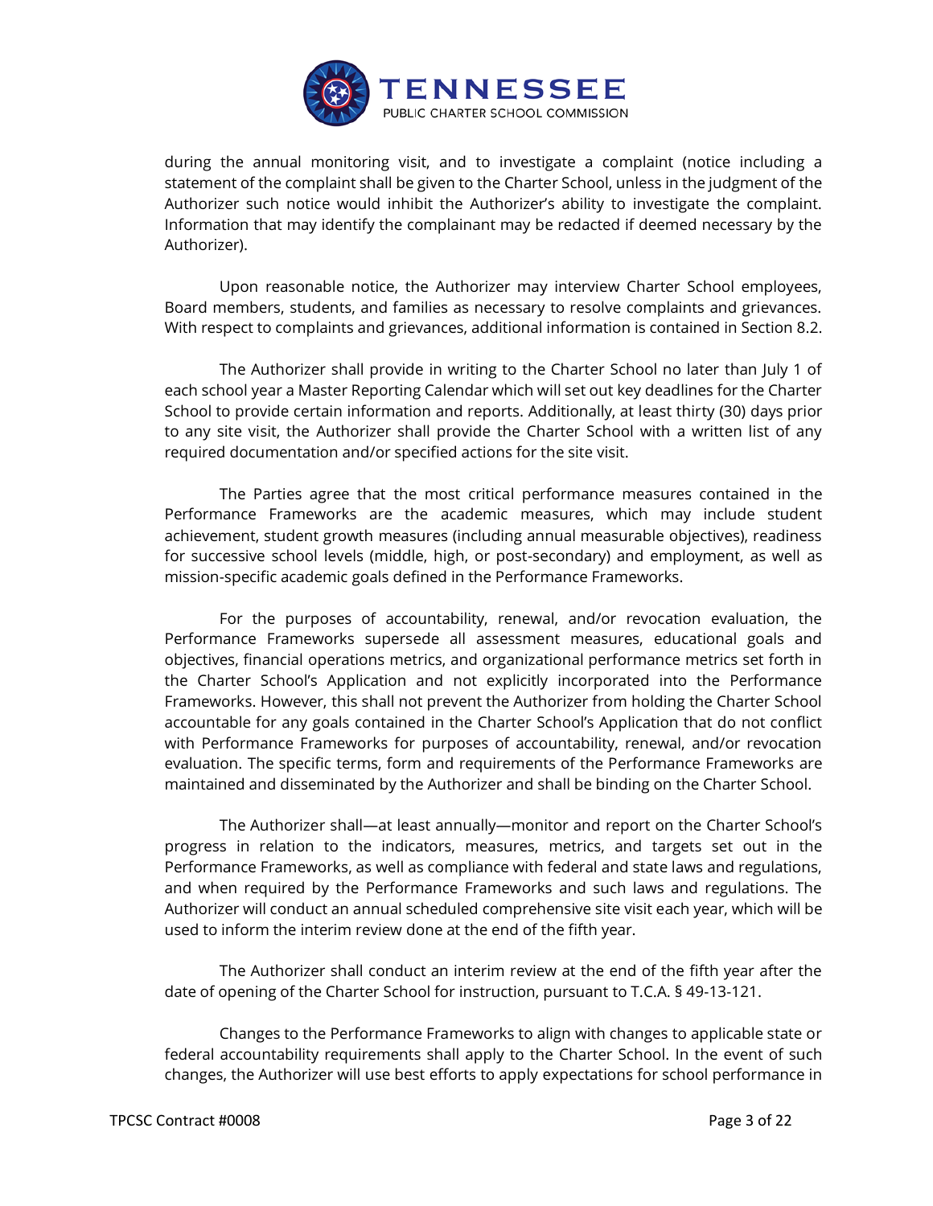during the annual monitoring visit, and to investigate a complaint (notice including a statement of the complaint shall be given to the Charter School, unless in the judgment of the Authorizer such notice would inhibit the Authorizer's ability to investigate the complaint. Information that may identify the complainant may be redacted if deemed necessary by the Authorizer).

Upon reasonable notice, the Authorizer may interview Charter School employees, Board members, students, and families as necessary to resolve complaints and grievances. With respect to complaints and grievances, additional information is contained in Section 8.2.

The Authorizer shall provide in writing to the Charter School no later than July 1 of each school year a Master Reporting Calendar which will set out key deadlines for the Charter School to provide certain information and reports. Additionally, at least thirty (30) days prior to any site visit, the Authorizer shall provide the Charter School with a written list of any required documentation and/or specified actions for the site visit.

The Parties agree that the most critical performance measures contained in the Performance Frameworks are the academic measures, which may include student achievement, student growth measures (including annual measurable objectives), readiness for successive school levels (middle, high, or post-secondary) and employment, as well as mission-specific academic goals defined in the Performance Frameworks.

For the purposes of accountability, renewal, and/or revocation evaluation, the Performance Frameworks supersede all assessment measures, educational goals and objectives, financial operations metrics, and organizational performance metrics set forth in the Charter School's Application and not explicitly incorporated into the Performance Frameworks. However, this shall not prevent the Authorizer from holding the Charter School accountable for any goals contained in the Charter School's Application that do not conflict with Performance Frameworks for purposes of accountability, renewal, and/or revocation evaluation. The specific terms, form and requirements of the Performance Frameworks are maintained and disseminated by the Authorizer and shall be binding on the Charter School.

The Authorizer shall—at least annually—monitor and report on the Charter School's progress in relation to the indicators, measures, metrics, and targets set out in the Performance Frameworks, as well as compliance with federal and state laws and regulations, and when required by the Performance Frameworks and such laws and regulations. The Authorizer will conduct an annual scheduled comprehensive site visit each year, which will be used to inform the interim review done at the end of the fifth year.

The Authorizer shall conduct an interim review at the end of the fifth year after the date of opening of the Charter School for instruction, pursuant to T.C.A. § 49-13-121.

Changes to the Performance Frameworks to align with changes to applicable state or federal accountability requirements shall apply to the Charter School. In the event of such changes, the Authorizer will use best efforts to apply expectations for school performance in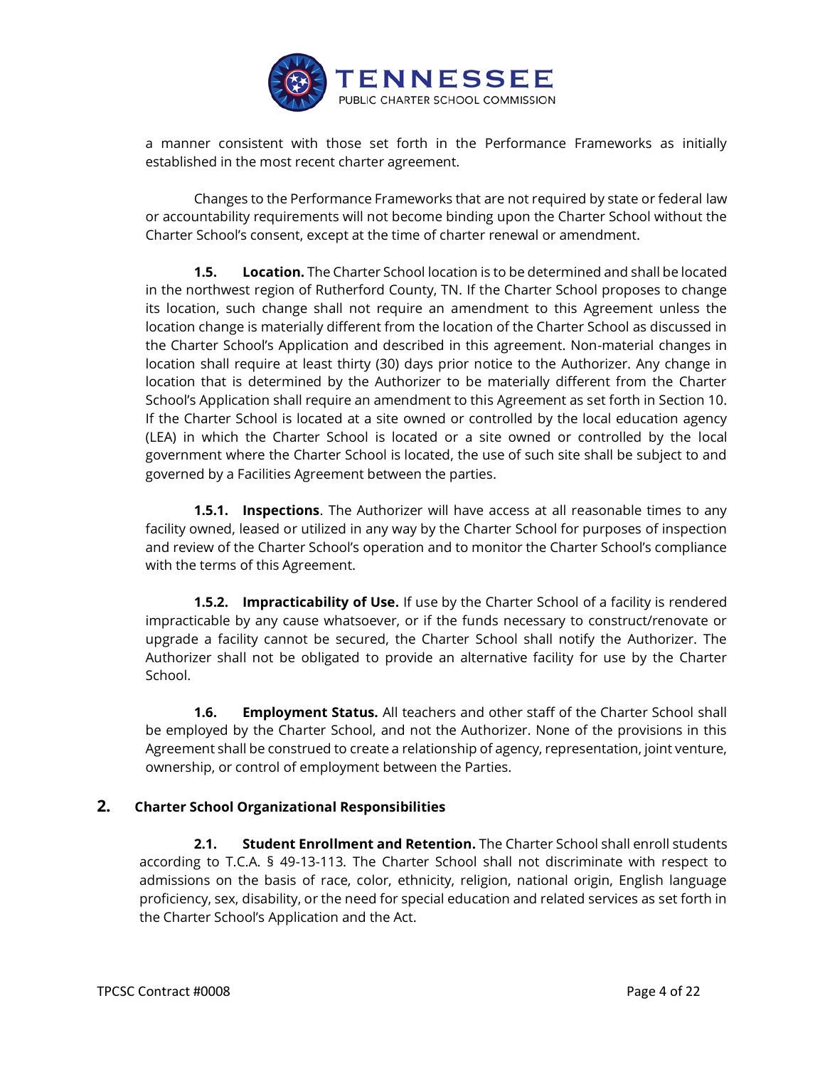a manner consistent with those set forth in the Performance Frameworks as initially established in the most recent charter agreement.

Changes to the Performance Frameworks that are not required by state or federal law or accountability requirements will not become binding upon the Charter School without the Charter School's consent, except at the time of charter renewal or amendment.

**1.5. Location.** The Charter School location is to be determined and shall be located in the northwest region of Rutherford County, TN. If the Charter School proposes to change its location, such change shall not require an amendment to this Agreement unless the location change is materially different from the location of the Charter School as discussed in the Charter School's Application and described in this agreement. Non-material changes in location shall require at least thirty (30) days prior notice to the Authorizer. Any change in location that is determined by the Authorizer to be materially different from the Charter School's Application shall require an amendment to this Agreement as set forth in Section 10. If the Charter School is located at a site owned or controlled by the local education agency (LEA) in which the Charter School is located or a site owned or controlled by the local government where the Charter School is located, the use of such site shall be subject to and governed by a Facilities Agreement between the parties.

**1.5.1. Inspections**. The Authorizer will have access at all reasonable times to any facility owned, leased or utilized in any way by the Charter School for purposes of inspection and review of the Charter School's operation and to monitor the Charter School's compliance with the terms of this Agreement.

**1.5.2. Impracticability of Use.** If use by the Charter School of a facility is rendered impracticable by any cause whatsoever, or if the funds necessary to construct/renovate or upgrade a facility cannot be secured, the Charter School shall notify the Authorizer. The Authorizer shall not be obligated to provide an alternative facility for use by the Charter School.

**1.6. Employment Status.** All teachers and other staff of the Charter School shall be employed by the Charter School, and not the Authorizer. None of the provisions in this Agreement shall be construed to create a relationship of agency, representation, joint venture, ownership, or control of employment between the Parties.

## 2. Charter School Organizational Responsibilities

**2.1. Student Enrollment and Retention.** The Charter School shall enroll students according to T.C.A. § 49-13-113. The Charter School shall not discriminate with respect to admissions on the basis of race, color, ethnicity, religion, national origin, English language proficiency, sex, disability, or the need for special education and related services as set forth in the Charter School's Application and the Act.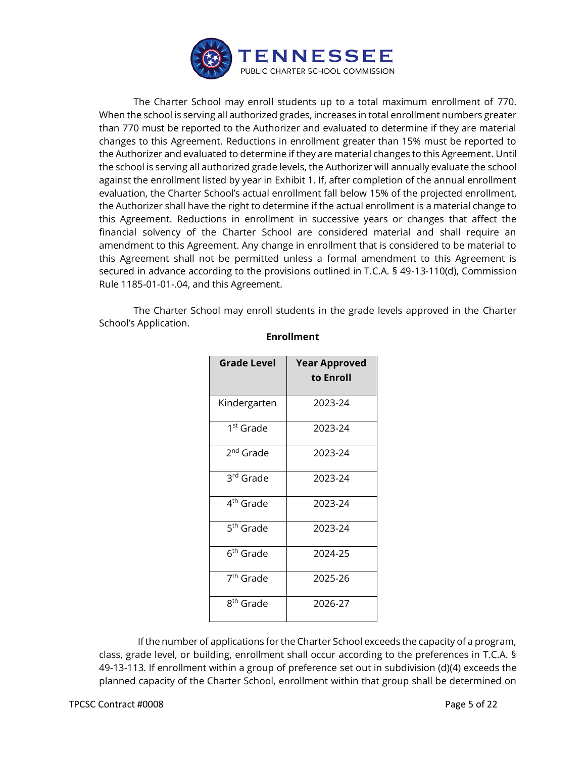The Charter School may enroll students up to a total maximum enrollment of 770. When the school is serving all authorized grades, increases in total enrollment numbers greater than 770 must be reported to the Authorizer and evaluated to determine if they are material changes to this Agreement. Reductions in enrollment greater than 15% must be reported to the Authorizer and evaluated to determine if they are material changes to this Agreement. Until the school is serving all authorized grade levels, the Authorizer will annually evaluate the school against the enrollment listed by year in Exhibit 1. If, after completion of the annual enrollment evaluation, the Charter School's actual enrollment fall below 15% of the projected enrollment, the Authorizer shall have the right to determine if the actual enrollment is a material change to this Agreement. Reductions in enrollment in successive years or changes that affect the financial solvency of the Charter School are considered material and shall require an amendment to this Agreement. Any change in enrollment that is considered to be material to this Agreement shall not be permitted unless a formal amendment to this Agreement is secured in advance according to the provisions outlined in T.C.A. § 49-13-110(d), Commission Rule 1185-01-01-.04, and this Agreement.

The Charter School may enroll students in the grade levels approved in the Charter School's Application.

**Enrollment**

| Grade Level | Year Approved to Enroll |
|---|---|
| Kindergarten | 2023-24 |
| 1st Grade | 2023-24 |
| 2nd Grade | 2023-24 |
| 3rd Grade | 2023-24 |
| 4th Grade | 2023-24 |
| 5th Grade | 2023-24 |
| 6th Grade | 2024-25 |
| 7th Grade | 2025-26 |
| 8th Grade | 2026-27 |

If the number of applications for the Charter School exceeds the capacity of a program, class, grade level, or building, enrollment shall occur according to the preferences in T.C.A. § 49-13-113. If enrollment within a group of preference set out in subdivision (d)(4) exceeds the planned capacity of the Charter School, enrollment within that group shall be determined on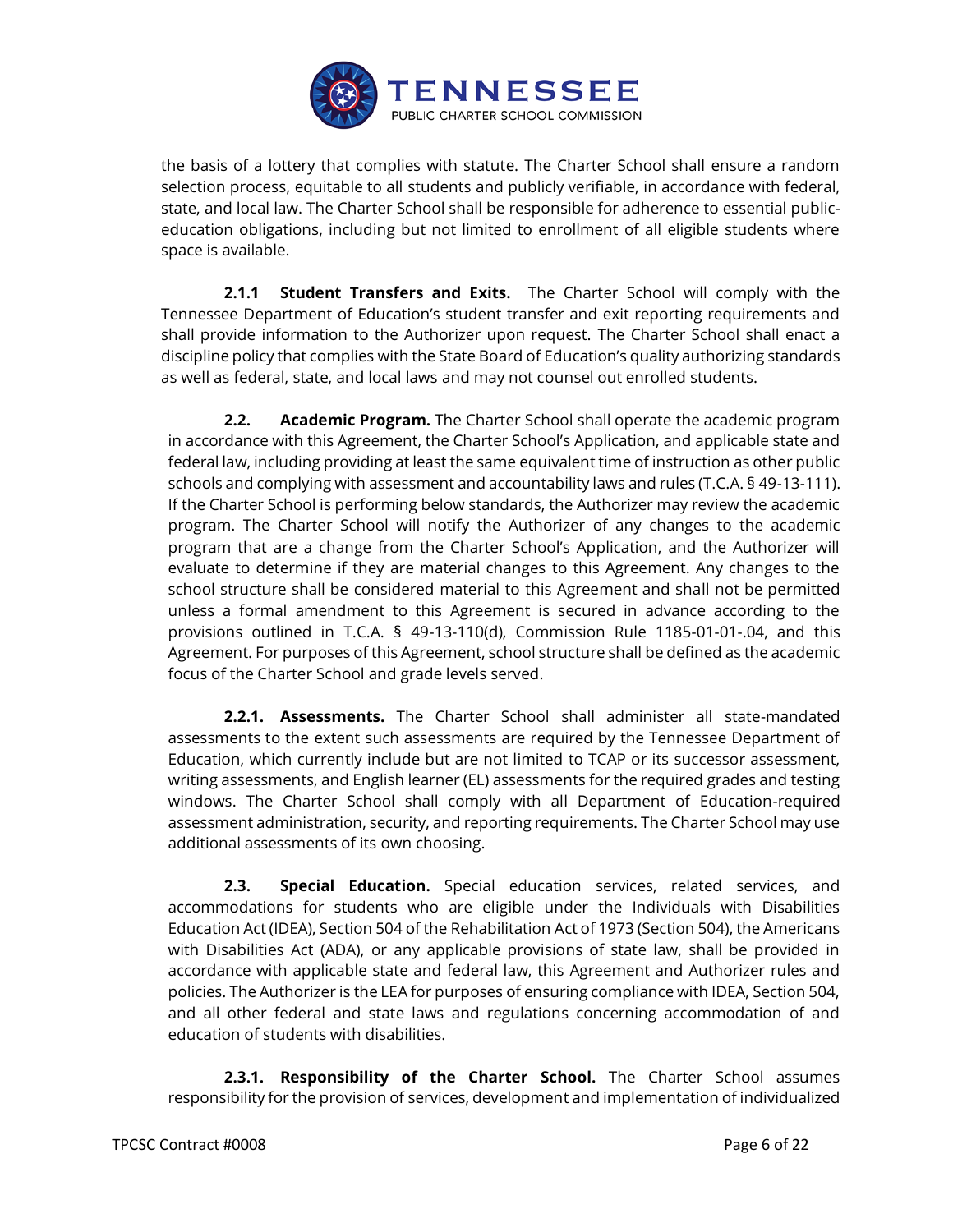the basis of a lottery that complies with statute. The Charter School shall ensure a random selection process, equitable to all students and publicly verifiable, in accordance with federal, state, and local law. The Charter School shall be responsible for adherence to essential public-education obligations, including but not limited to enrollment of all eligible students where space is available.

**2.1.1 Student Transfers and Exits.** The Charter School will comply with the Tennessee Department of Education's student transfer and exit reporting requirements and shall provide information to the Authorizer upon request. The Charter School shall enact a discipline policy that complies with the State Board of Education's quality authorizing standards as well as federal, state, and local laws and may not counsel out enrolled students.

**2.2. Academic Program.** The Charter School shall operate the academic program in accordance with this Agreement, the Charter School's Application, and applicable state and federal law, including providing at least the same equivalent time of instruction as other public schools and complying with assessment and accountability laws and rules (T.C.A. § 49-13-111). If the Charter School is performing below standards, the Authorizer may review the academic program. The Charter School will notify the Authorizer of any changes to the academic program that are a change from the Charter School's Application, and the Authorizer will evaluate to determine if they are material changes to this Agreement. Any changes to the school structure shall be considered material to this Agreement and shall not be permitted unless a formal amendment to this Agreement is secured in advance according to the provisions outlined in T.C.A. § 49-13-110(d), Commission Rule 1185-01-01-.04, and this Agreement. For purposes of this Agreement, school structure shall be defined as the academic focus of the Charter School and grade levels served.

**2.2.1. Assessments.** The Charter School shall administer all state-mandated assessments to the extent such assessments are required by the Tennessee Department of Education, which currently include but are not limited to TCAP or its successor assessment, writing assessments, and English learner (EL) assessments for the required grades and testing windows. The Charter School shall comply with all Department of Education-required assessment administration, security, and reporting requirements. The Charter School may use additional assessments of its own choosing.

**2.3. Special Education.** Special education services, related services, and accommodations for students who are eligible under the Individuals with Disabilities Education Act (IDEA), Section 504 of the Rehabilitation Act of 1973 (Section 504), the Americans with Disabilities Act (ADA), or any applicable provisions of state law, shall be provided in accordance with applicable state and federal law, this Agreement and Authorizer rules and policies. The Authorizer is the LEA for purposes of ensuring compliance with IDEA, Section 504, and all other federal and state laws and regulations concerning accommodation of and education of students with disabilities.

**2.3.1. Responsibility of the Charter School.** The Charter School assumes responsibility for the provision of services, development and implementation of individualized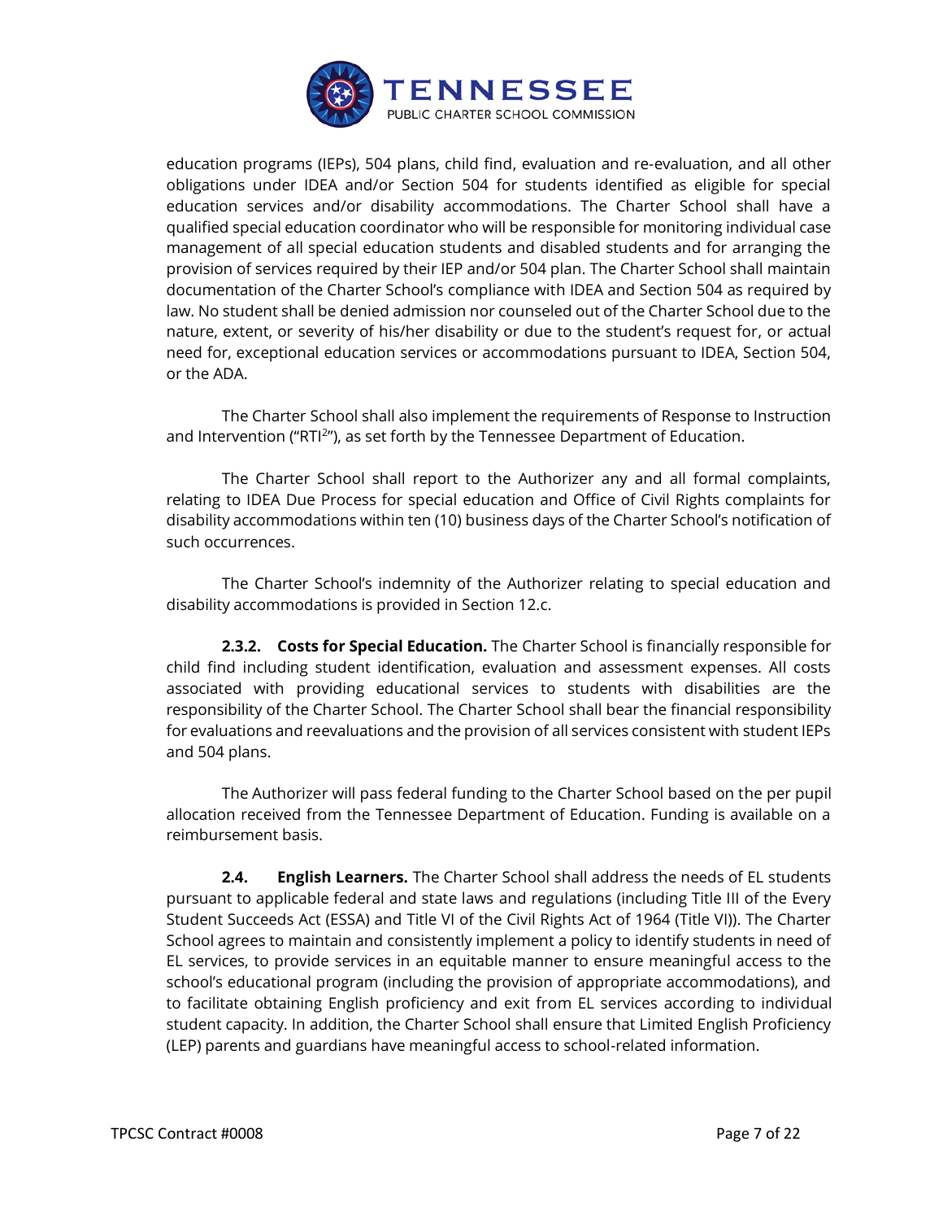education programs (IEPs), 504 plans, child find, evaluation and re-evaluation, and all other obligations under IDEA and/or Section 504 for students identified as eligible for special education services and/or disability accommodations. The Charter School shall have a qualified special education coordinator who will be responsible for monitoring individual case management of all special education students and disabled students and for arranging the provision of services required by their IEP and/or 504 plan. The Charter School shall maintain documentation of the Charter School's compliance with IDEA and Section 504 as required by law. No student shall be denied admission nor counseled out of the Charter School due to the nature, extent, or severity of his/her disability or due to the student's request for, or actual need for, exceptional education services or accommodations pursuant to IDEA, Section 504, or the ADA.

The Charter School shall also implement the requirements of Response to Instruction and Intervention ("RTI$^2$"), as set forth by the Tennessee Department of Education.

The Charter School shall report to the Authorizer any and all formal complaints, relating to IDEA Due Process for special education and Office of Civil Rights complaints for disability accommodations within ten (10) business days of the Charter School's notification of such occurrences.

The Charter School's indemnity of the Authorizer relating to special education and disability accommodations is provided in Section 12.c.

**2.3.2. Costs for Special Education.** The Charter School is financially responsible for child find including student identification, evaluation and assessment expenses. All costs associated with providing educational services to students with disabilities are the responsibility of the Charter School. The Charter School shall bear the financial responsibility for evaluations and reevaluations and the provision of all services consistent with student IEPs and 504 plans.

The Authorizer will pass federal funding to the Charter School based on the per pupil allocation received from the Tennessee Department of Education. Funding is available on a reimbursement basis.

**2.4. English Learners.** The Charter School shall address the needs of EL students pursuant to applicable federal and state laws and regulations (including Title III of the Every Student Succeeds Act (ESSA) and Title VI of the Civil Rights Act of 1964 (Title VI)). The Charter School agrees to maintain and consistently implement a policy to identify students in need of EL services, to provide services in an equitable manner to ensure meaningful access to the school's educational program (including the provision of appropriate accommodations), and to facilitate obtaining English proficiency and exit from EL services according to individual student capacity. In addition, the Charter School shall ensure that Limited English Proficiency (LEP) parents and guardians have meaningful access to school-related information.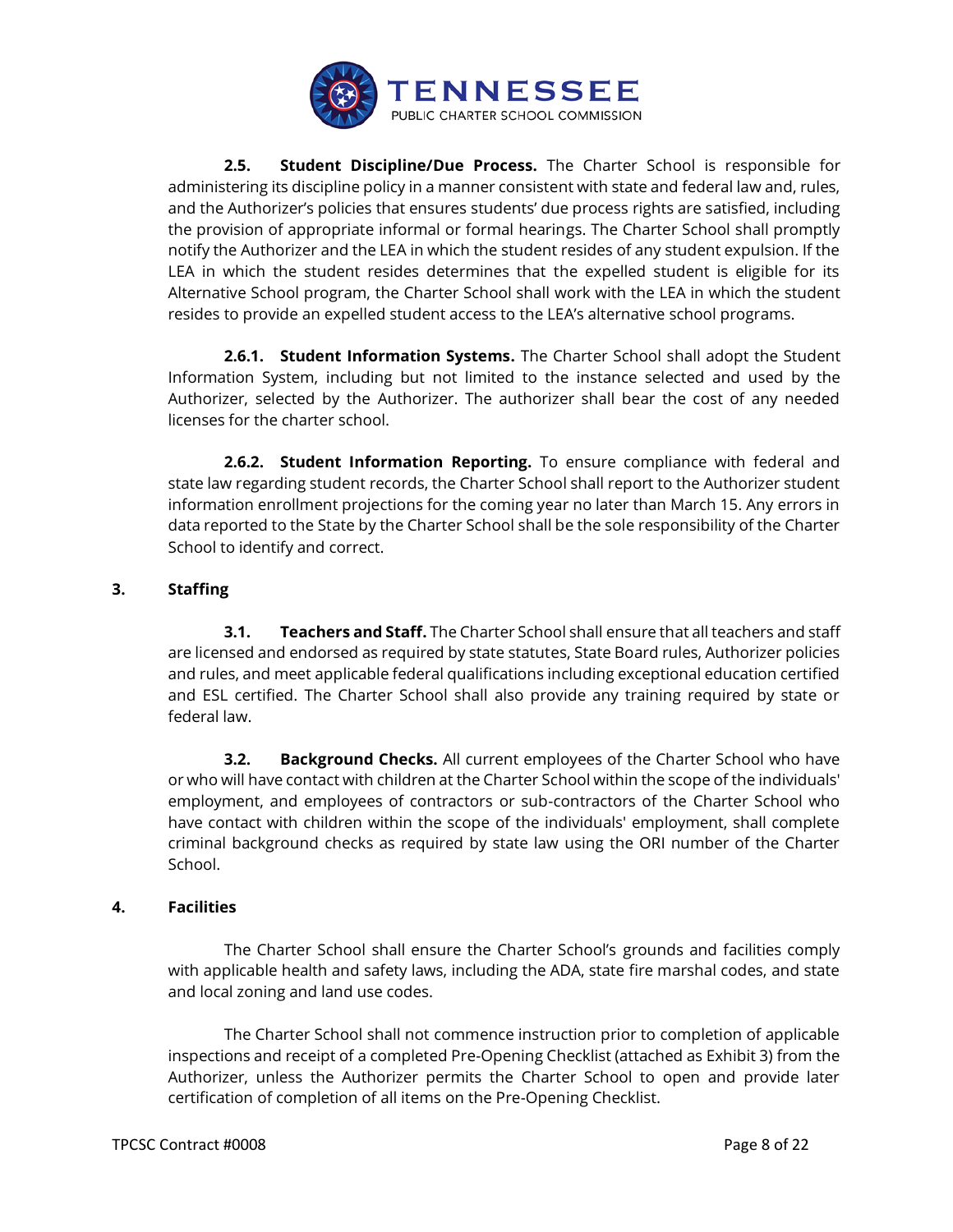**2.5. Student Discipline/Due Process.** The Charter School is responsible for administering its discipline policy in a manner consistent with state and federal law and, rules, and the Authorizer's policies that ensures students' due process rights are satisfied, including the provision of appropriate informal or formal hearings. The Charter School shall promptly notify the Authorizer and the LEA in which the student resides of any student expulsion. If the LEA in which the student resides determines that the expelled student is eligible for its Alternative School program, the Charter School shall work with the LEA in which the student resides to provide an expelled student access to the LEA's alternative school programs.

**2.6.1. Student Information Systems.** The Charter School shall adopt the Student Information System, including but not limited to the instance selected and used by the Authorizer, selected by the Authorizer. The authorizer shall bear the cost of any needed licenses for the charter school.

**2.6.2. Student Information Reporting.** To ensure compliance with federal and state law regarding student records, the Charter School shall report to the Authorizer student information enrollment projections for the coming year no later than March 15. Any errors in data reported to the State by the Charter School shall be the sole responsibility of the Charter School to identify and correct.

## 3. Staffing

**3.1. Teachers and Staff.** The Charter School shall ensure that all teachers and staff are licensed and endorsed as required by state statutes, State Board rules, Authorizer policies and rules, and meet applicable federal qualifications including exceptional education certified and ESL certified. The Charter School shall also provide any training required by state or federal law.

**3.2. Background Checks.** All current employees of the Charter School who have or who will have contact with children at the Charter School within the scope of the individuals' employment, and employees of contractors or sub-contractors of the Charter School who have contact with children within the scope of the individuals' employment, shall complete criminal background checks as required by state law using the ORI number of the Charter School.

## 4. Facilities

The Charter School shall ensure the Charter School's grounds and facilities comply with applicable health and safety laws, including the ADA, state fire marshal codes, and state and local zoning and land use codes.

The Charter School shall not commence instruction prior to completion of applicable inspections and receipt of a completed Pre-Opening Checklist (attached as Exhibit 3) from the Authorizer, unless the Authorizer permits the Charter School to open and provide later certification of completion of all items on the Pre-Opening Checklist.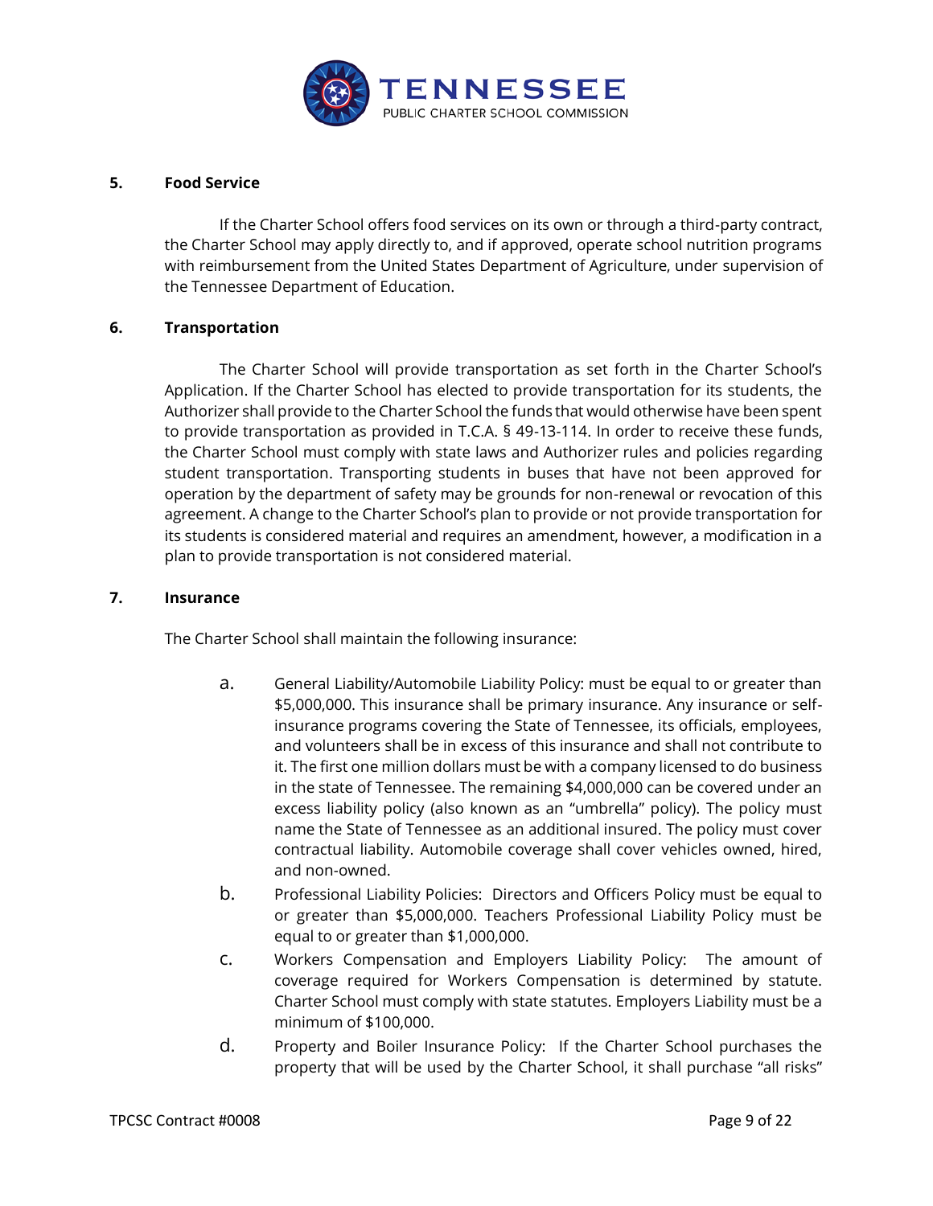**5. Food Service**

If the Charter School offers food services on its own or through a third-party contract, the Charter School may apply directly to, and if approved, operate school nutrition programs with reimbursement from the United States Department of Agriculture, under supervision of the Tennessee Department of Education.

**6. Transportation**

The Charter School will provide transportation as set forth in the Charter School's Application. If the Charter School has elected to provide transportation for its students, the Authorizer shall provide to the Charter School the funds that would otherwise have been spent to provide transportation as provided in T.C.A. § 49-13-114. In order to receive these funds, the Charter School must comply with state laws and Authorizer rules and policies regarding student transportation. Transporting students in buses that have not been approved for operation by the department of safety may be grounds for non-renewal or revocation of this agreement. A change to the Charter School's plan to provide or not provide transportation for its students is considered material and requires an amendment, however, a modification in a plan to provide transportation is not considered material.

**7. Insurance**

The Charter School shall maintain the following insurance:

a. General Liability/Automobile Liability Policy: must be equal to or greater than $5,000,000. This insurance shall be primary insurance. Any insurance or self-insurance programs covering the State of Tennessee, its officials, employees, and volunteers shall be in excess of this insurance and shall not contribute to it. The first one million dollars must be with a company licensed to do business in the state of Tennessee. The remaining $4,000,000 can be covered under an excess liability policy (also known as an "umbrella" policy). The policy must name the State of Tennessee as an additional insured. The policy must cover contractual liability. Automobile coverage shall cover vehicles owned, hired, and non-owned.

b. Professional Liability Policies: Directors and Officers Policy must be equal to or greater than $5,000,000. Teachers Professional Liability Policy must be equal to or greater than $1,000,000.

c. Workers Compensation and Employers Liability Policy: The amount of coverage required for Workers Compensation is determined by statute. Charter School must comply with state statutes. Employers Liability must be a minimum of $100,000.

d. Property and Boiler Insurance Policy: If the Charter School purchases the property that will be used by the Charter School, it shall purchase "all risks"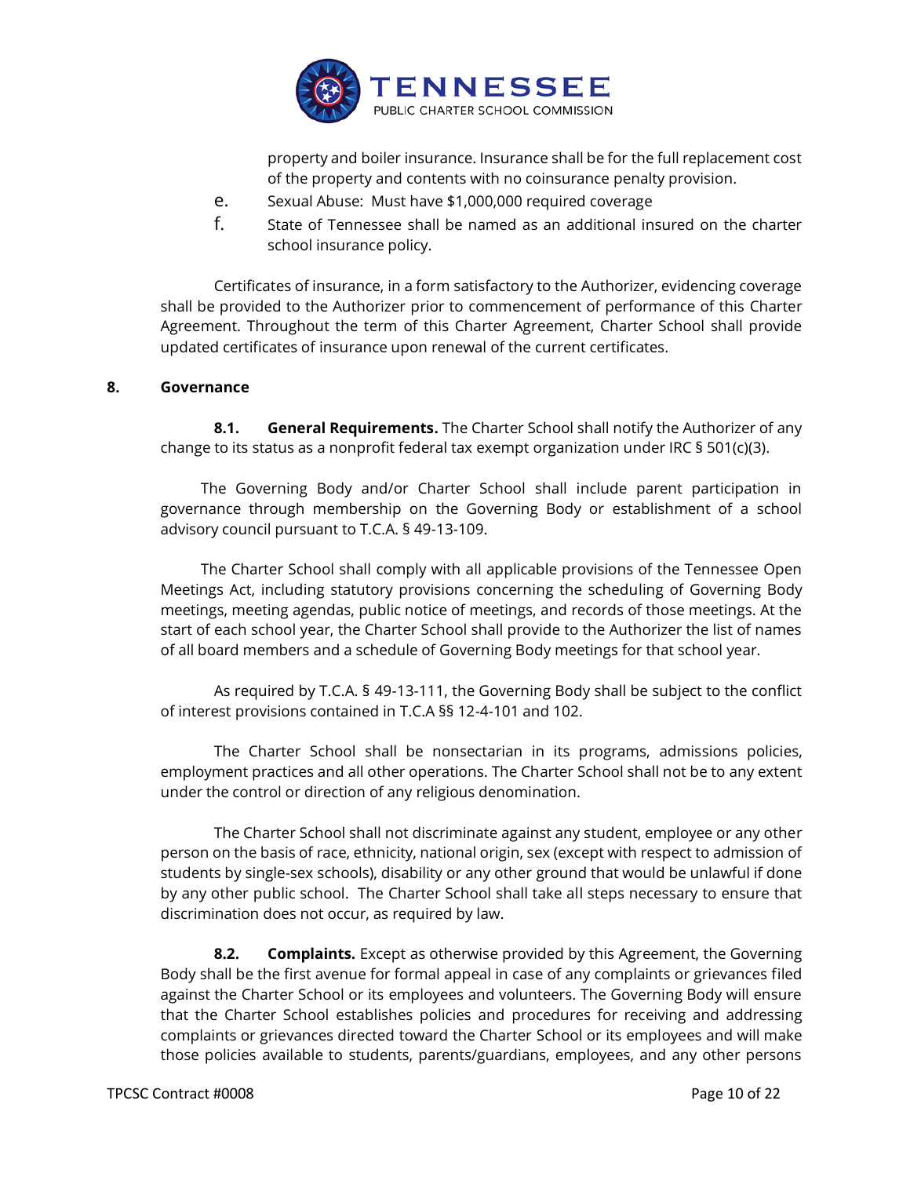property and boiler insurance. Insurance shall be for the full replacement cost of the property and contents with no coinsurance penalty provision.

e. Sexual Abuse: Must have $1,000,000 required coverage

f. State of Tennessee shall be named as an additional insured on the charter school insurance policy.

Certificates of insurance, in a form satisfactory to the Authorizer, evidencing coverage shall be provided to the Authorizer prior to commencement of performance of this Charter Agreement. Throughout the term of this Charter Agreement, Charter School shall provide updated certificates of insurance upon renewal of the current certificates.

## 8. Governance

**8.1. General Requirements.** The Charter School shall notify the Authorizer of any change to its status as a nonprofit federal tax exempt organization under IRC § 501(c)(3).

The Governing Body and/or Charter School shall include parent participation in governance through membership on the Governing Body or establishment of a school advisory council pursuant to T.C.A. § 49-13-109.

The Charter School shall comply with all applicable provisions of the Tennessee Open Meetings Act, including statutory provisions concerning the scheduling of Governing Body meetings, meeting agendas, public notice of meetings, and records of those meetings. At the start of each school year, the Charter School shall provide to the Authorizer the list of names of all board members and a schedule of Governing Body meetings for that school year.

As required by T.C.A. § 49-13-111, the Governing Body shall be subject to the conflict of interest provisions contained in T.C.A §§ 12-4-101 and 102.

The Charter School shall be nonsectarian in its programs, admissions policies, employment practices and all other operations. The Charter School shall not be to any extent under the control or direction of any religious denomination.

The Charter School shall not discriminate against any student, employee or any other person on the basis of race, ethnicity, national origin, sex (except with respect to admission of students by single-sex schools), disability or any other ground that would be unlawful if done by any other public school. The Charter School shall take all steps necessary to ensure that discrimination does not occur, as required by law.

**8.2. Complaints.** Except as otherwise provided by this Agreement, the Governing Body shall be the first avenue for formal appeal in case of any complaints or grievances filed against the Charter School or its employees and volunteers. The Governing Body will ensure that the Charter School establishes policies and procedures for receiving and addressing complaints or grievances directed toward the Charter School or its employees and will make those policies available to students, parents/guardians, employees, and any other persons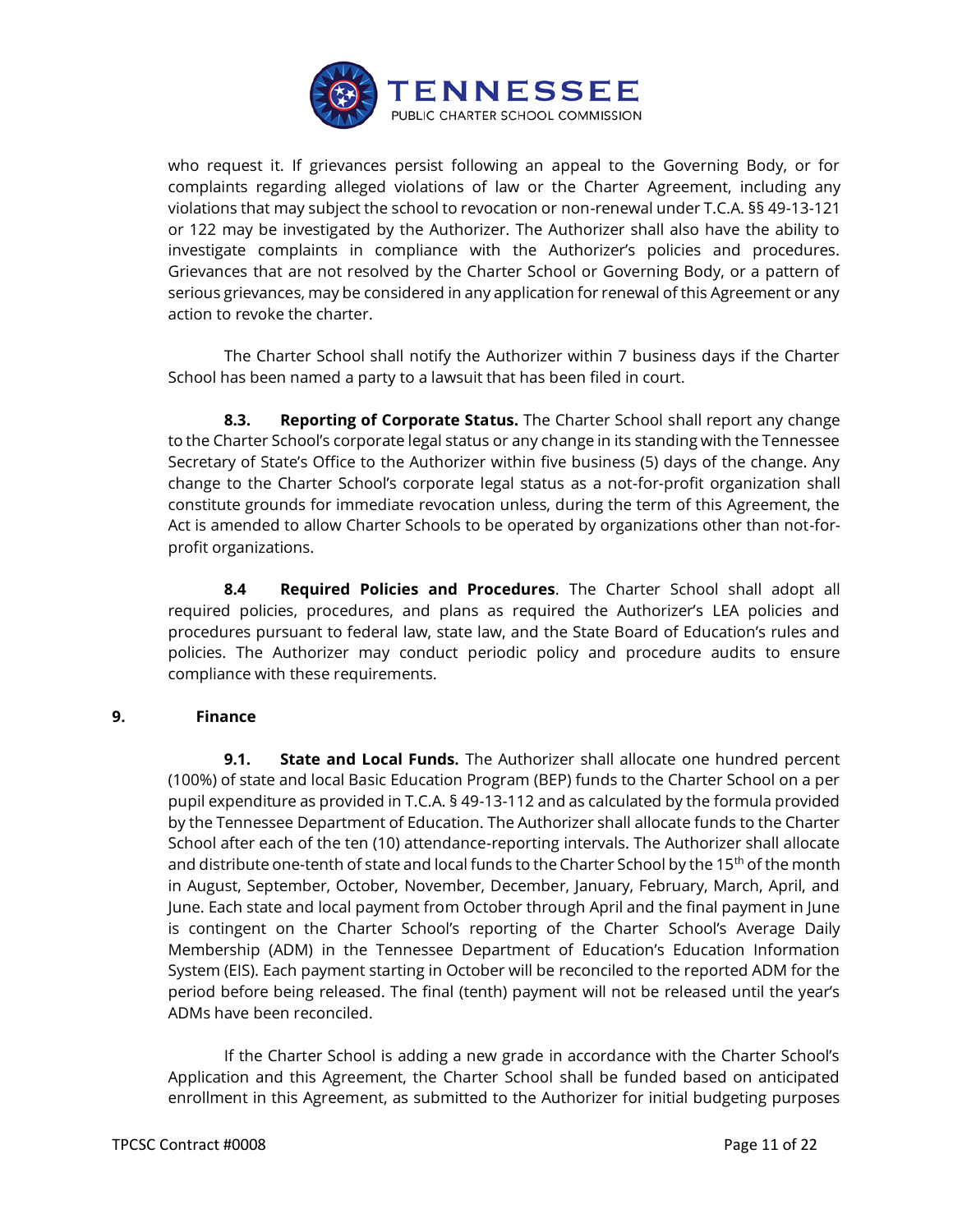who request it. If grievances persist following an appeal to the Governing Body, or for complaints regarding alleged violations of law or the Charter Agreement, including any violations that may subject the school to revocation or non-renewal under T.C.A. §§ 49-13-121 or 122 may be investigated by the Authorizer. The Authorizer shall also have the ability to investigate complaints in compliance with the Authorizer's policies and procedures. Grievances that are not resolved by the Charter School or Governing Body, or a pattern of serious grievances, may be considered in any application for renewal of this Agreement or any action to revoke the charter.

The Charter School shall notify the Authorizer within 7 business days if the Charter School has been named a party to a lawsuit that has been filed in court.

**8.3. Reporting of Corporate Status.** The Charter School shall report any change to the Charter School's corporate legal status or any change in its standing with the Tennessee Secretary of State's Office to the Authorizer within five business (5) days of the change. Any change to the Charter School's corporate legal status as a not-for-profit organization shall constitute grounds for immediate revocation unless, during the term of this Agreement, the Act is amended to allow Charter Schools to be operated by organizations other than not-for-profit organizations.

**8.4 Required Policies and Procedures**. The Charter School shall adopt all required policies, procedures, and plans as required the Authorizer's LEA policies and procedures pursuant to federal law, state law, and the State Board of Education's rules and policies. The Authorizer may conduct periodic policy and procedure audits to ensure compliance with these requirements.

## 9. Finance

**9.1. State and Local Funds.** The Authorizer shall allocate one hundred percent (100%) of state and local Basic Education Program (BEP) funds to the Charter School on a per pupil expenditure as provided in T.C.A. § 49-13-112 and as calculated by the formula provided by the Tennessee Department of Education. The Authorizer shall allocate funds to the Charter School after each of the ten (10) attendance-reporting intervals. The Authorizer shall allocate and distribute one-tenth of state and local funds to the Charter School by the 15th of the month in August, September, October, November, December, January, February, March, April, and June. Each state and local payment from October through April and the final payment in June is contingent on the Charter School's reporting of the Charter School's Average Daily Membership (ADM) in the Tennessee Department of Education's Education Information System (EIS). Each payment starting in October will be reconciled to the reported ADM for the period before being released. The final (tenth) payment will not be released until the year's ADMs have been reconciled.

If the Charter School is adding a new grade in accordance with the Charter School's Application and this Agreement, the Charter School shall be funded based on anticipated enrollment in this Agreement, as submitted to the Authorizer for initial budgeting purposes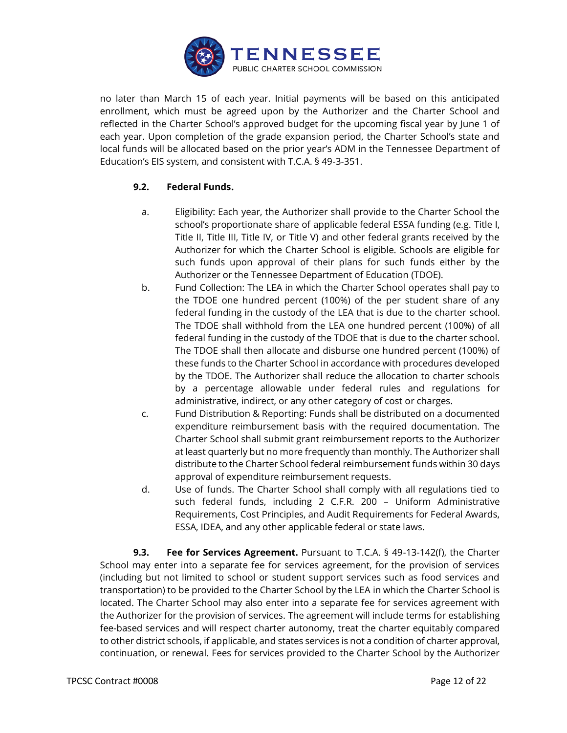no later than March 15 of each year. Initial payments will be based on this anticipated enrollment, which must be agreed upon by the Authorizer and the Charter School and reflected in the Charter School's approved budget for the upcoming fiscal year by June 1 of each year. Upon completion of the grade expansion period, the Charter School's state and local funds will be allocated based on the prior year's ADM in the Tennessee Department of Education's EIS system, and consistent with T.C.A. § 49-3-351.

**9.2. Federal Funds.**

a. Eligibility: Each year, the Authorizer shall provide to the Charter School the school's proportionate share of applicable federal ESSA funding (e.g. Title I, Title II, Title III, Title IV, or Title V) and other federal grants received by the Authorizer for which the Charter School is eligible. Schools are eligible for such funds upon approval of their plans for such funds either by the Authorizer or the Tennessee Department of Education (TDOE).

b. Fund Collection: The LEA in which the Charter School operates shall pay to the TDOE one hundred percent (100%) of the per student share of any federal funding in the custody of the LEA that is due to the charter school. The TDOE shall withhold from the LEA one hundred percent (100%) of all federal funding in the custody of the TDOE that is due to the charter school. The TDOE shall then allocate and disburse one hundred percent (100%) of these funds to the Charter School in accordance with procedures developed by the TDOE. The Authorizer shall reduce the allocation to charter schools by a percentage allowable under federal rules and regulations for administrative, indirect, or any other category of cost or charges.

c. Fund Distribution & Reporting: Funds shall be distributed on a documented expenditure reimbursement basis with the required documentation. The Charter School shall submit grant reimbursement reports to the Authorizer at least quarterly but no more frequently than monthly. The Authorizer shall distribute to the Charter School federal reimbursement funds within 30 days approval of expenditure reimbursement requests.

d. Use of funds. The Charter School shall comply with all regulations tied to such federal funds, including 2 C.F.R. 200 – Uniform Administrative Requirements, Cost Principles, and Audit Requirements for Federal Awards, ESSA, IDEA, and any other applicable federal or state laws.

**9.3. Fee for Services Agreement.** Pursuant to T.C.A. § 49-13-142(f), the Charter School may enter into a separate fee for services agreement, for the provision of services (including but not limited to school or student support services such as food services and transportation) to be provided to the Charter School by the LEA in which the Charter School is located. The Charter School may also enter into a separate fee for services agreement with the Authorizer for the provision of services. The agreement will include terms for establishing fee-based services and will respect charter autonomy, treat the charter equitably compared to other district schools, if applicable, and states services is not a condition of charter approval, continuation, or renewal. Fees for services provided to the Charter School by the Authorizer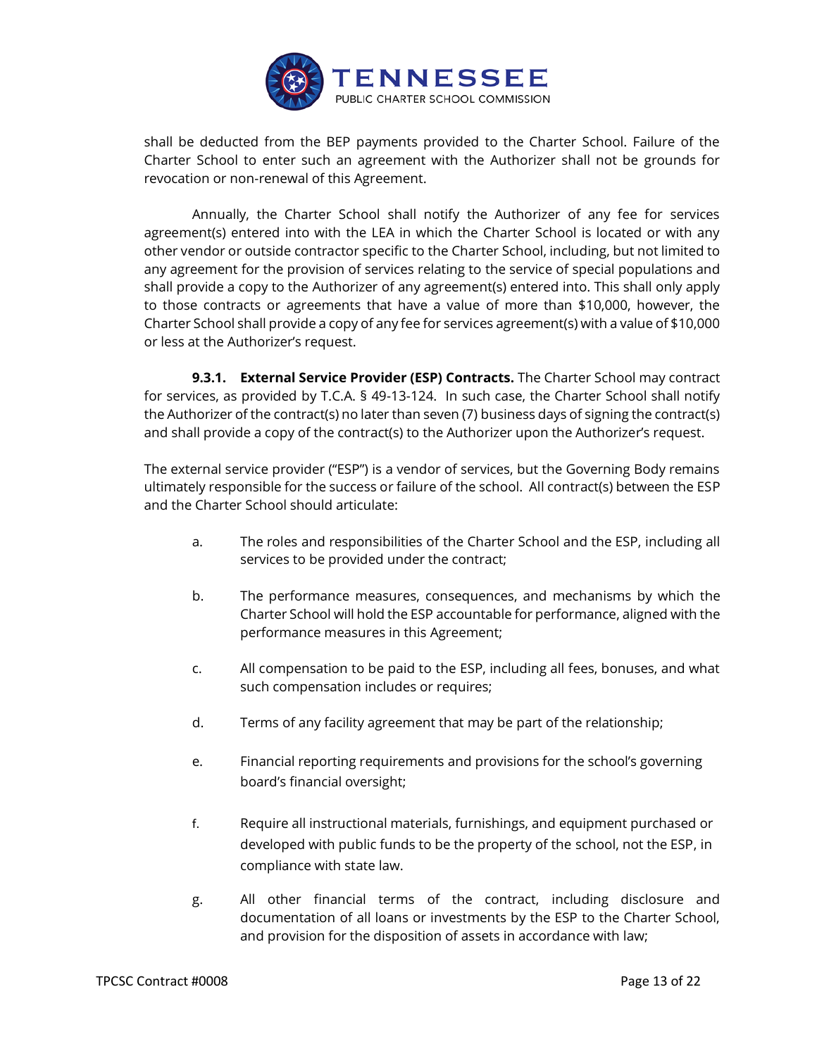shall be deducted from the BEP payments provided to the Charter School. Failure of the Charter School to enter such an agreement with the Authorizer shall not be grounds for revocation or non-renewal of this Agreement.

Annually, the Charter School shall notify the Authorizer of any fee for services agreement(s) entered into with the LEA in which the Charter School is located or with any other vendor or outside contractor specific to the Charter School, including, but not limited to any agreement for the provision of services relating to the service of special populations and shall provide a copy to the Authorizer of any agreement(s) entered into. This shall only apply to those contracts or agreements that have a value of more than $10,000, however, the Charter School shall provide a copy of any fee for services agreement(s) with a value of $10,000 or less at the Authorizer's request.

**9.3.1. External Service Provider (ESP) Contracts.** The Charter School may contract for services, as provided by T.C.A. § 49-13-124. In such case, the Charter School shall notify the Authorizer of the contract(s) no later than seven (7) business days of signing the contract(s) and shall provide a copy of the contract(s) to the Authorizer upon the Authorizer's request.

The external service provider ("ESP") is a vendor of services, but the Governing Body remains ultimately responsible for the success or failure of the school. All contract(s) between the ESP and the Charter School should articulate:

a. The roles and responsibilities of the Charter School and the ESP, including all services to be provided under the contract;

b. The performance measures, consequences, and mechanisms by which the Charter School will hold the ESP accountable for performance, aligned with the performance measures in this Agreement;

c. All compensation to be paid to the ESP, including all fees, bonuses, and what such compensation includes or requires;

d. Terms of any facility agreement that may be part of the relationship;

e. Financial reporting requirements and provisions for the school's governing board's financial oversight;

f. Require all instructional materials, furnishings, and equipment purchased or developed with public funds to be the property of the school, not the ESP, in compliance with state law.

g. All other financial terms of the contract, including disclosure and documentation of all loans or investments by the ESP to the Charter School, and provision for the disposition of assets in accordance with law;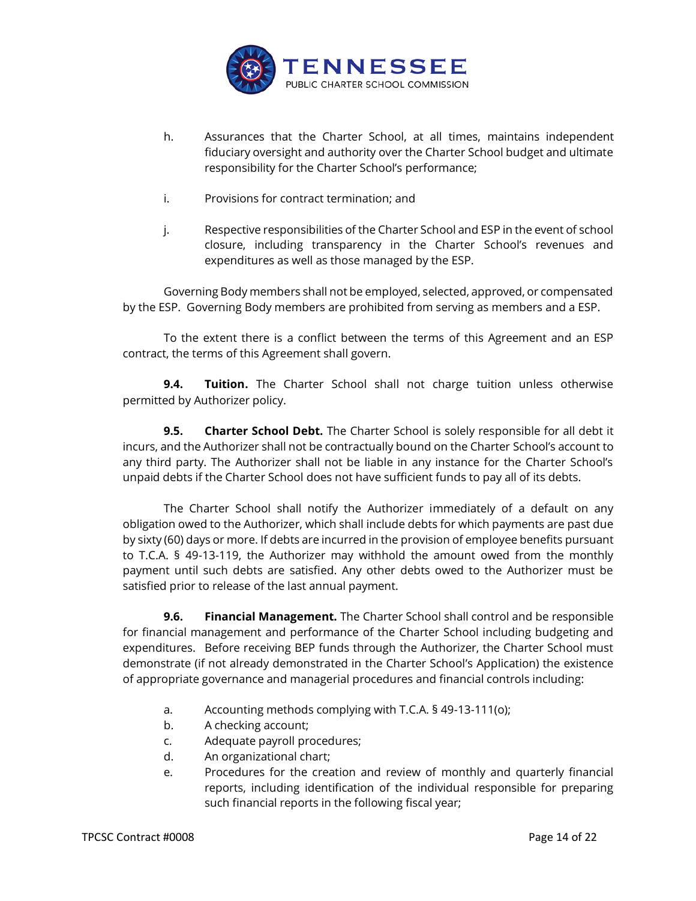h. Assurances that the Charter School, at all times, maintains independent fiduciary oversight and authority over the Charter School budget and ultimate responsibility for the Charter School's performance;

i. Provisions for contract termination; and

j. Respective responsibilities of the Charter School and ESP in the event of school closure, including transparency in the Charter School's revenues and expenditures as well as those managed by the ESP.

Governing Body members shall not be employed, selected, approved, or compensated by the ESP. Governing Body members are prohibited from serving as members and a ESP.

To the extent there is a conflict between the terms of this Agreement and an ESP contract, the terms of this Agreement shall govern.

**9.4. Tuition.** The Charter School shall not charge tuition unless otherwise permitted by Authorizer policy.

**9.5. Charter School Debt.** The Charter School is solely responsible for all debt it incurs, and the Authorizer shall not be contractually bound on the Charter School's account to any third party. The Authorizer shall not be liable in any instance for the Charter School's unpaid debts if the Charter School does not have sufficient funds to pay all of its debts.

The Charter School shall notify the Authorizer immediately of a default on any obligation owed to the Authorizer, which shall include debts for which payments are past due by sixty (60) days or more. If debts are incurred in the provision of employee benefits pursuant to T.C.A. § 49-13-119, the Authorizer may withhold the amount owed from the monthly payment until such debts are satisfied. Any other debts owed to the Authorizer must be satisfied prior to release of the last annual payment.

**9.6. Financial Management.** The Charter School shall control and be responsible for financial management and performance of the Charter School including budgeting and expenditures. Before receiving BEP funds through the Authorizer, the Charter School must demonstrate (if not already demonstrated in the Charter School's Application) the existence of appropriate governance and managerial procedures and financial controls including:

a. Accounting methods complying with T.C.A. § 49-13-111(o);
b. A checking account;
c. Adequate payroll procedures;
d. An organizational chart;
e. Procedures for the creation and review of monthly and quarterly financial reports, including identification of the individual responsible for preparing such financial reports in the following fiscal year;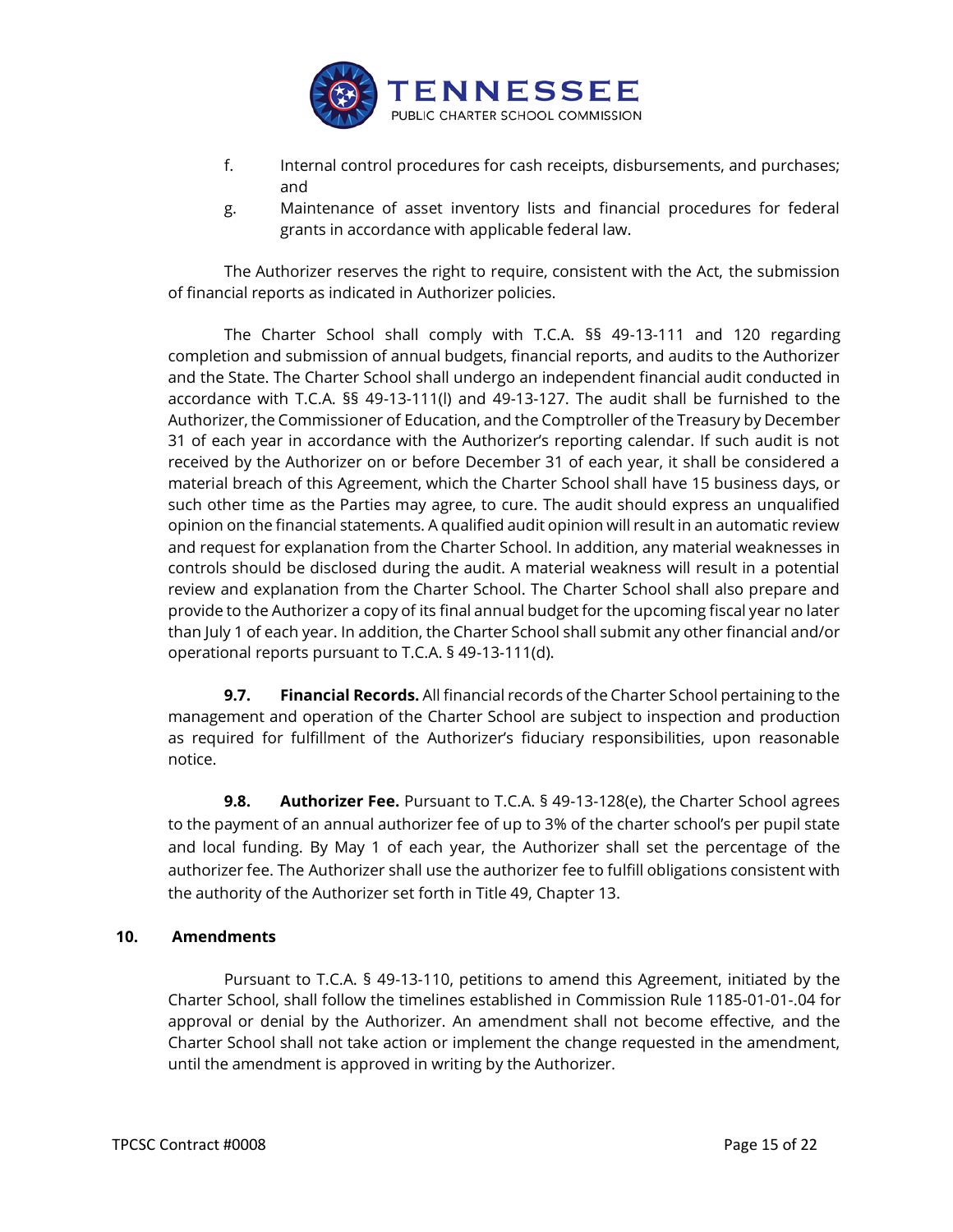f. Internal control procedures for cash receipts, disbursements, and purchases; and

g. Maintenance of asset inventory lists and financial procedures for federal grants in accordance with applicable federal law.

The Authorizer reserves the right to require, consistent with the Act, the submission of financial reports as indicated in Authorizer policies.

The Charter School shall comply with T.C.A. §§ 49-13-111 and 120 regarding completion and submission of annual budgets, financial reports, and audits to the Authorizer and the State. The Charter School shall undergo an independent financial audit conducted in accordance with T.C.A. §§ 49-13-111(l) and 49-13-127. The audit shall be furnished to the Authorizer, the Commissioner of Education, and the Comptroller of the Treasury by December 31 of each year in accordance with the Authorizer's reporting calendar. If such audit is not received by the Authorizer on or before December 31 of each year, it shall be considered a material breach of this Agreement, which the Charter School shall have 15 business days, or such other time as the Parties may agree, to cure. The audit should express an unqualified opinion on the financial statements. A qualified audit opinion will result in an automatic review and request for explanation from the Charter School. In addition, any material weaknesses in controls should be disclosed during the audit. A material weakness will result in a potential review and explanation from the Charter School. The Charter School shall also prepare and provide to the Authorizer a copy of its final annual budget for the upcoming fiscal year no later than July 1 of each year. In addition, the Charter School shall submit any other financial and/or operational reports pursuant to T.C.A. § 49-13-111(d).

**9.7. Financial Records.** All financial records of the Charter School pertaining to the management and operation of the Charter School are subject to inspection and production as required for fulfillment of the Authorizer's fiduciary responsibilities, upon reasonable notice.

**9.8. Authorizer Fee.** Pursuant to T.C.A. § 49-13-128(e), the Charter School agrees to the payment of an annual authorizer fee of up to 3% of the charter school's per pupil state and local funding. By May 1 of each year, the Authorizer shall set the percentage of the authorizer fee. The Authorizer shall use the authorizer fee to fulfill obligations consistent with the authority of the Authorizer set forth in Title 49, Chapter 13.

## 10. Amendments

Pursuant to T.C.A. § 49-13-110, petitions to amend this Agreement, initiated by the Charter School, shall follow the timelines established in Commission Rule 1185-01-01-.04 for approval or denial by the Authorizer. An amendment shall not become effective, and the Charter School shall not take action or implement the change requested in the amendment, until the amendment is approved in writing by the Authorizer.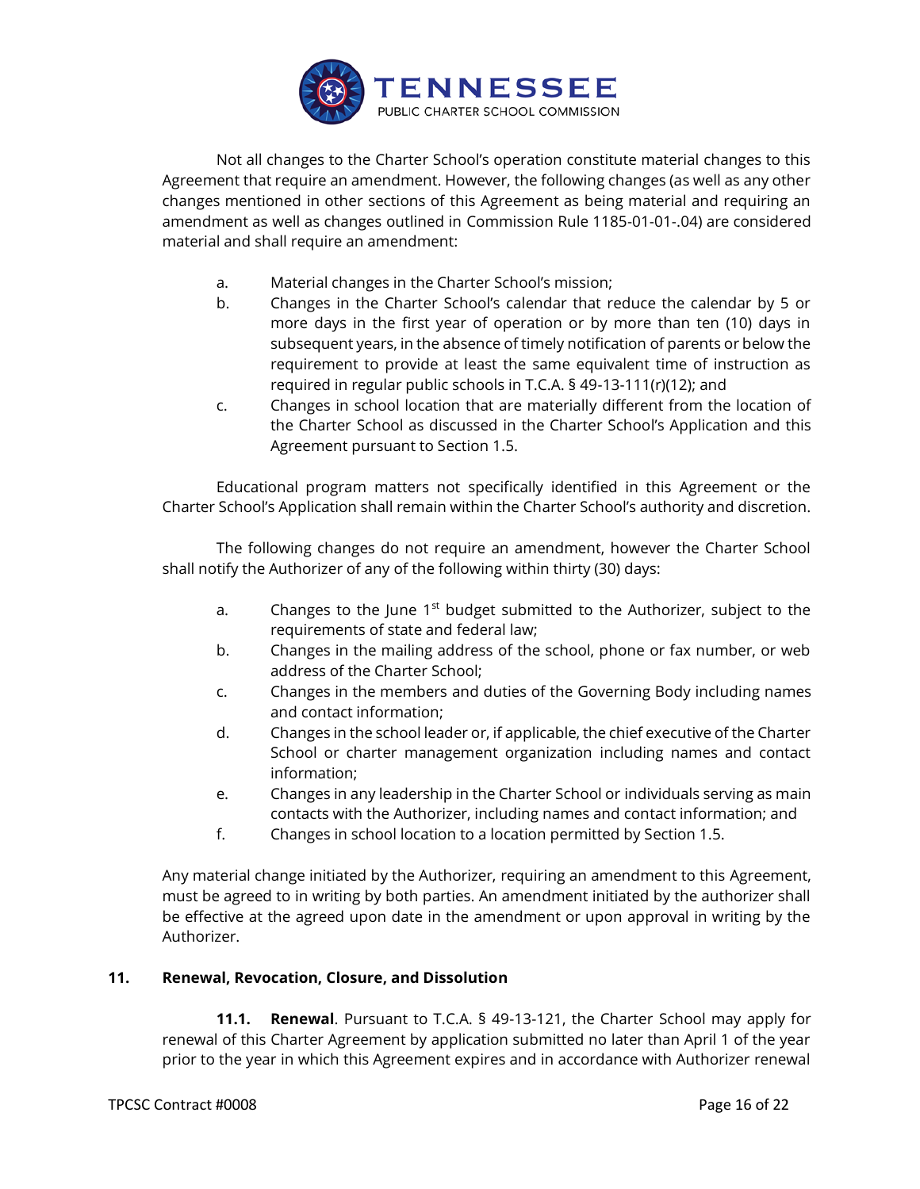Not all changes to the Charter School's operation constitute material changes to this Agreement that require an amendment. However, the following changes (as well as any other changes mentioned in other sections of this Agreement as being material and requiring an amendment as well as changes outlined in Commission Rule 1185-01-01-.04) are considered material and shall require an amendment:

a. Material changes in the Charter School's mission;
b. Changes in the Charter School's calendar that reduce the calendar by 5 or more days in the first year of operation or by more than ten (10) days in subsequent years, in the absence of timely notification of parents or below the requirement to provide at least the same equivalent time of instruction as required in regular public schools in T.C.A. § 49-13-111(r)(12); and
c. Changes in school location that are materially different from the location of the Charter School as discussed in the Charter School's Application and this Agreement pursuant to Section 1.5.

Educational program matters not specifically identified in this Agreement or the Charter School's Application shall remain within the Charter School's authority and discretion.

The following changes do not require an amendment, however the Charter School shall notify the Authorizer of any of the following within thirty (30) days:

a. Changes to the June 1st budget submitted to the Authorizer, subject to the requirements of state and federal law;
b. Changes in the mailing address of the school, phone or fax number, or web address of the Charter School;
c. Changes in the members and duties of the Governing Body including names and contact information;
d. Changes in the school leader or, if applicable, the chief executive of the Charter School or charter management organization including names and contact information;
e. Changes in any leadership in the Charter School or individuals serving as main contacts with the Authorizer, including names and contact information; and
f. Changes in school location to a location permitted by Section 1.5.

Any material change initiated by the Authorizer, requiring an amendment to this Agreement, must be agreed to in writing by both parties. An amendment initiated by the authorizer shall be effective at the agreed upon date in the amendment or upon approval in writing by the Authorizer.

## 11. Renewal, Revocation, Closure, and Dissolution

**11.1. Renewal**. Pursuant to T.C.A. § 49-13-121, the Charter School may apply for renewal of this Charter Agreement by application submitted no later than April 1 of the year prior to the year in which this Agreement expires and in accordance with Authorizer renewal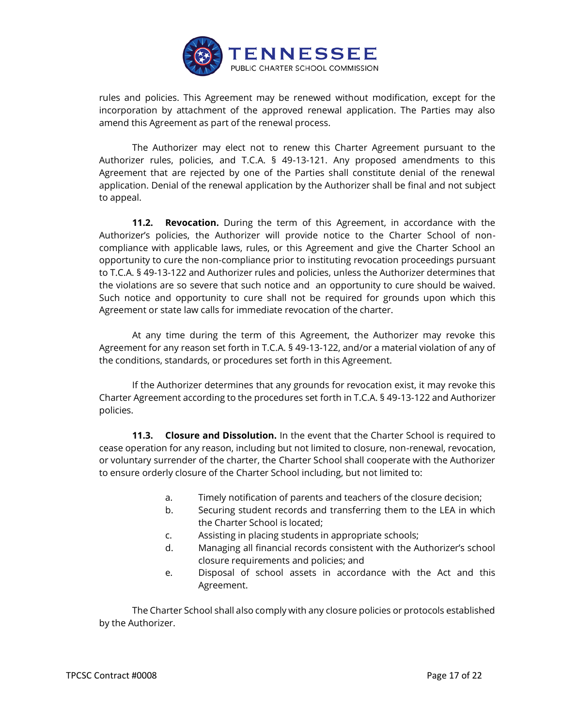rules and policies. This Agreement may be renewed without modification, except for the incorporation by attachment of the approved renewal application. The Parties may also amend this Agreement as part of the renewal process.

The Authorizer may elect not to renew this Charter Agreement pursuant to the Authorizer rules, policies, and T.C.A. § 49-13-121. Any proposed amendments to this Agreement that are rejected by one of the Parties shall constitute denial of the renewal application. Denial of the renewal application by the Authorizer shall be final and not subject to appeal.

**11.2. Revocation.** During the term of this Agreement, in accordance with the Authorizer's policies, the Authorizer will provide notice to the Charter School of non-compliance with applicable laws, rules, or this Agreement and give the Charter School an opportunity to cure the non-compliance prior to instituting revocation proceedings pursuant to T.C.A. § 49-13-122 and Authorizer rules and policies, unless the Authorizer determines that the violations are so severe that such notice and an opportunity to cure should be waived. Such notice and opportunity to cure shall not be required for grounds upon which this Agreement or state law calls for immediate revocation of the charter.

At any time during the term of this Agreement, the Authorizer may revoke this Agreement for any reason set forth in T.C.A. § 49-13-122, and/or a material violation of any of the conditions, standards, or procedures set forth in this Agreement.

If the Authorizer determines that any grounds for revocation exist, it may revoke this Charter Agreement according to the procedures set forth in T.C.A. § 49-13-122 and Authorizer policies.

**11.3. Closure and Dissolution.** In the event that the Charter School is required to cease operation for any reason, including but not limited to closure, non-renewal, revocation, or voluntary surrender of the charter, the Charter School shall cooperate with the Authorizer to ensure orderly closure of the Charter School including, but not limited to:

a. Timely notification of parents and teachers of the closure decision;
b. Securing student records and transferring them to the LEA in which the Charter School is located;
c. Assisting in placing students in appropriate schools;
d. Managing all financial records consistent with the Authorizer's school closure requirements and policies; and
e. Disposal of school assets in accordance with the Act and this Agreement.

The Charter School shall also comply with any closure policies or protocols established by the Authorizer.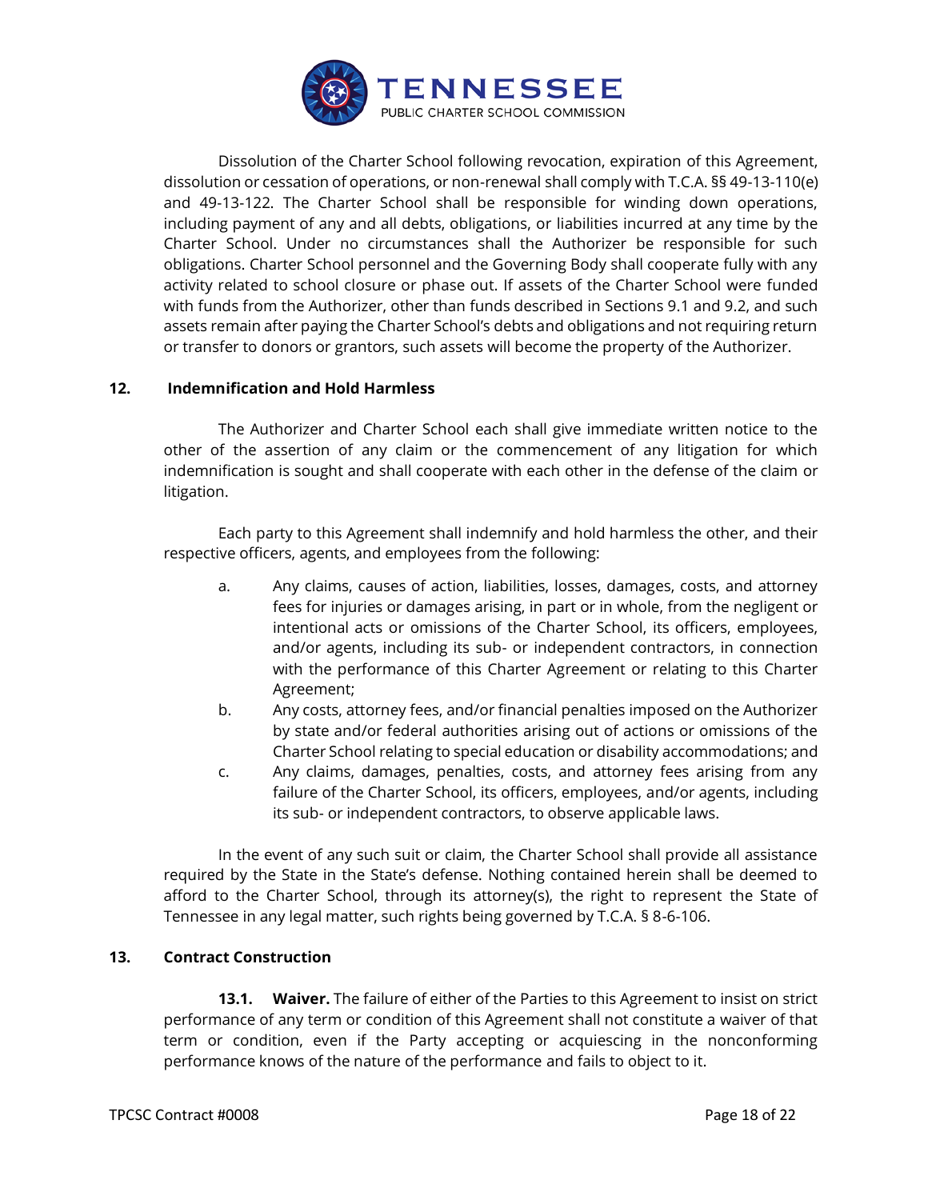Dissolution of the Charter School following revocation, expiration of this Agreement, dissolution or cessation of operations, or non-renewal shall comply with T.C.A. §§ 49-13-110(e) and 49-13-122. The Charter School shall be responsible for winding down operations, including payment of any and all debts, obligations, or liabilities incurred at any time by the Charter School. Under no circumstances shall the Authorizer be responsible for such obligations. Charter School personnel and the Governing Body shall cooperate fully with any activity related to school closure or phase out. If assets of the Charter School were funded with funds from the Authorizer, other than funds described in Sections 9.1 and 9.2, and such assets remain after paying the Charter School's debts and obligations and not requiring return or transfer to donors or grantors, such assets will become the property of the Authorizer.

## 12. Indemnification and Hold Harmless

The Authorizer and Charter School each shall give immediate written notice to the other of the assertion of any claim or the commencement of any litigation for which indemnification is sought and shall cooperate with each other in the defense of the claim or litigation.

Each party to this Agreement shall indemnify and hold harmless the other, and their respective officers, agents, and employees from the following:

a. Any claims, causes of action, liabilities, losses, damages, costs, and attorney fees for injuries or damages arising, in part or in whole, from the negligent or intentional acts or omissions of the Charter School, its officers, employees, and/or agents, including its sub- or independent contractors, in connection with the performance of this Charter Agreement or relating to this Charter Agreement;

b. Any costs, attorney fees, and/or financial penalties imposed on the Authorizer by state and/or federal authorities arising out of actions or omissions of the Charter School relating to special education or disability accommodations; and

c. Any claims, damages, penalties, costs, and attorney fees arising from any failure of the Charter School, its officers, employees, and/or agents, including its sub- or independent contractors, to observe applicable laws.

In the event of any such suit or claim, the Charter School shall provide all assistance required by the State in the State's defense. Nothing contained herein shall be deemed to afford to the Charter School, through its attorney(s), the right to represent the State of Tennessee in any legal matter, such rights being governed by T.C.A. § 8-6-106.

## 13. Contract Construction

**13.1. Waiver.** The failure of either of the Parties to this Agreement to insist on strict performance of any term or condition of this Agreement shall not constitute a waiver of that term or condition, even if the Party accepting or acquiescing in the nonconforming performance knows of the nature of the performance and fails to object to it.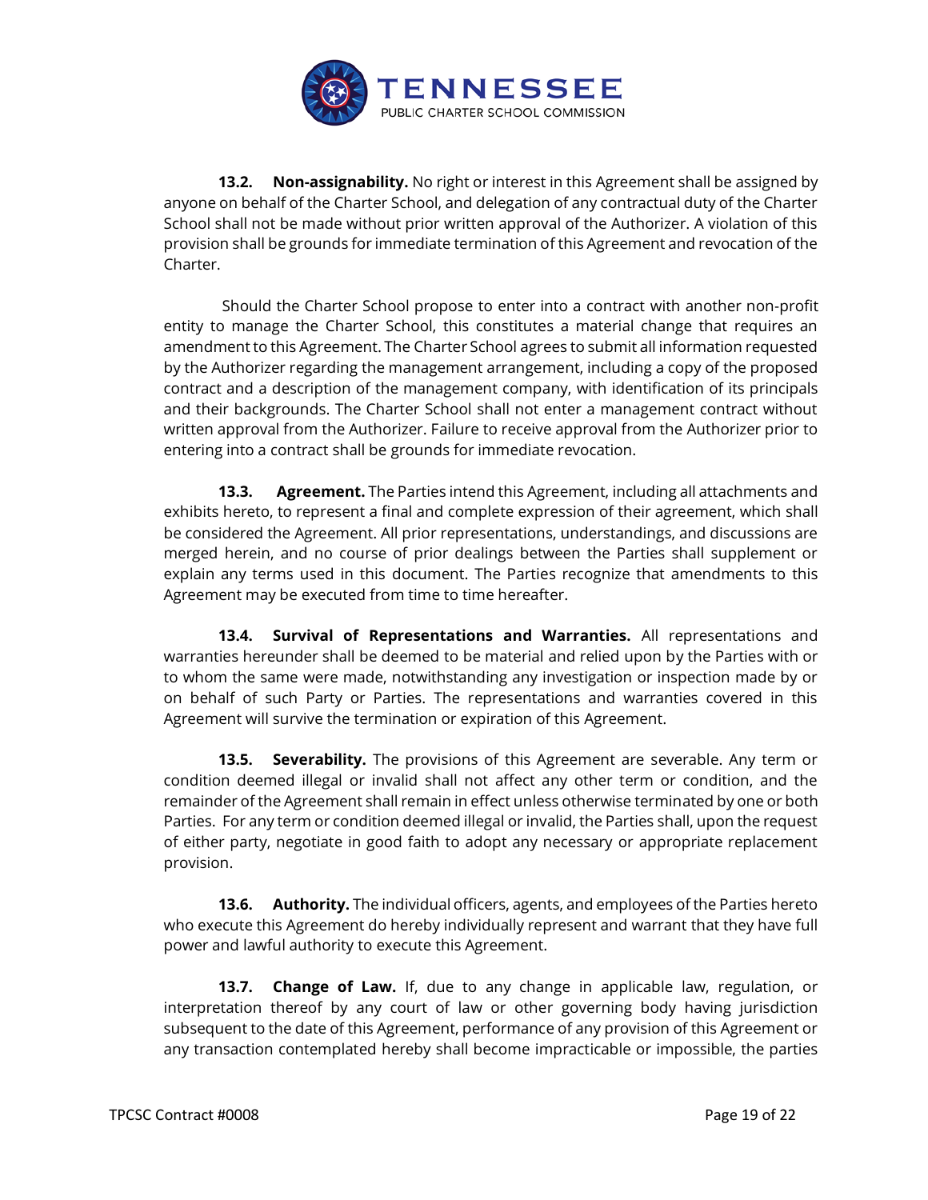**13.2. Non-assignability.** No right or interest in this Agreement shall be assigned by anyone on behalf of the Charter School, and delegation of any contractual duty of the Charter School shall not be made without prior written approval of the Authorizer. A violation of this provision shall be grounds for immediate termination of this Agreement and revocation of the Charter.

Should the Charter School propose to enter into a contract with another non-profit entity to manage the Charter School, this constitutes a material change that requires an amendment to this Agreement. The Charter School agrees to submit all information requested by the Authorizer regarding the management arrangement, including a copy of the proposed contract and a description of the management company, with identification of its principals and their backgrounds. The Charter School shall not enter a management contract without written approval from the Authorizer. Failure to receive approval from the Authorizer prior to entering into a contract shall be grounds for immediate revocation.

**13.3. Agreement.** The Parties intend this Agreement, including all attachments and exhibits hereto, to represent a final and complete expression of their agreement, which shall be considered the Agreement. All prior representations, understandings, and discussions are merged herein, and no course of prior dealings between the Parties shall supplement or explain any terms used in this document. The Parties recognize that amendments to this Agreement may be executed from time to time hereafter.

**13.4. Survival of Representations and Warranties.** All representations and warranties hereunder shall be deemed to be material and relied upon by the Parties with or to whom the same were made, notwithstanding any investigation or inspection made by or on behalf of such Party or Parties. The representations and warranties covered in this Agreement will survive the termination or expiration of this Agreement.

**13.5. Severability.** The provisions of this Agreement are severable. Any term or condition deemed illegal or invalid shall not affect any other term or condition, and the remainder of the Agreement shall remain in effect unless otherwise terminated by one or both Parties. For any term or condition deemed illegal or invalid, the Parties shall, upon the request of either party, negotiate in good faith to adopt any necessary or appropriate replacement provision.

**13.6. Authority.** The individual officers, agents, and employees of the Parties hereto who execute this Agreement do hereby individually represent and warrant that they have full power and lawful authority to execute this Agreement.

**13.7. Change of Law.** If, due to any change in applicable law, regulation, or interpretation thereof by any court of law or other governing body having jurisdiction subsequent to the date of this Agreement, performance of any provision of this Agreement or any transaction contemplated hereby shall become impracticable or impossible, the parties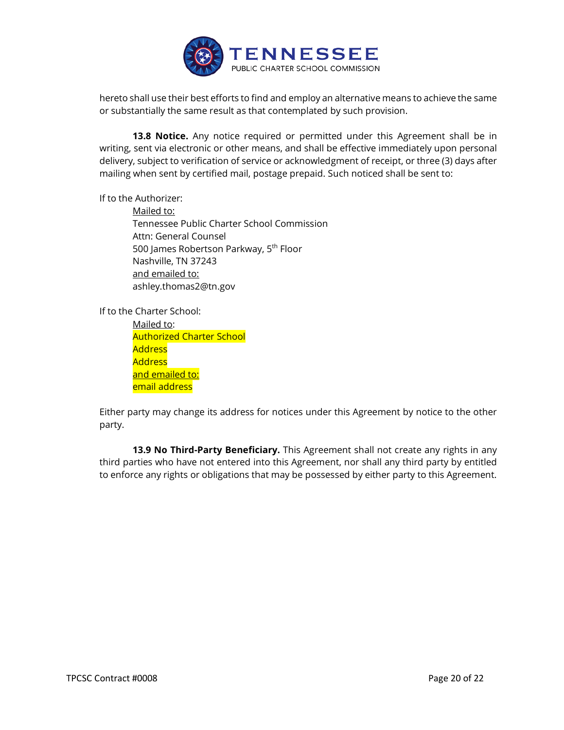hereto shall use their best efforts to find and employ an alternative means to achieve the same or substantially the same result as that contemplated by such provision.

**13.8 Notice.** Any notice required or permitted under this Agreement shall be in writing, sent via electronic or other means, and shall be effective immediately upon personal delivery, subject to verification of service or acknowledgment of receipt, or three (3) days after mailing when sent by certified mail, postage prepaid. Such noticed shall be sent to:

If to the Authorizer:

Mailed to:
Tennessee Public Charter School Commission
Attn: General Counsel
500 James Robertson Parkway, 5th Floor
Nashville, TN 37243
and emailed to:
ashley.thomas2@tn.gov

If to the Charter School:

Mailed to:
Authorized Charter School
Address
Address
and emailed to:
email address

Either party may change its address for notices under this Agreement by notice to the other party.

**13.9 No Third-Party Beneficiary.** This Agreement shall not create any rights in any third parties who have not entered into this Agreement, nor shall any third party by entitled to enforce any rights or obligations that may be possessed by either party to this Agreement.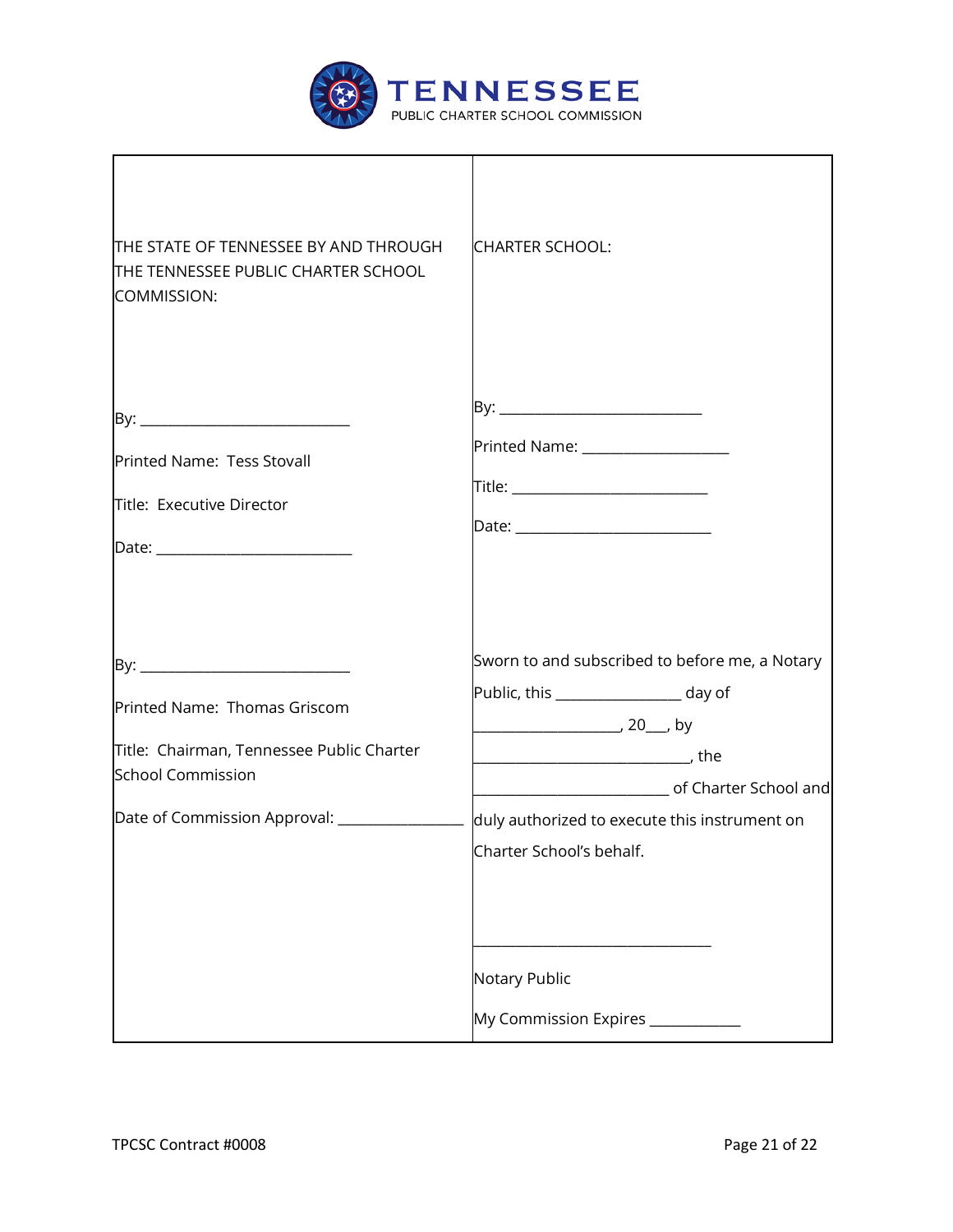TENNESSEE
PUBLIC CHARTER SCHOOL COMMISSION

| | |
|---|---|
| THE STATE OF TENNESSEE BY AND THROUGH THE TENNESSEE PUBLIC CHARTER SCHOOL COMMISSION:<br><br>By: ___________________________<br><br>Printed Name: Tess Stovall<br><br>Title: Executive Director<br><br>Date: ___________________________<br><br>By: ___________________________<br><br>Printed Name: Thomas Griscom<br><br>Title: Chairman, Tennessee Public Charter School Commission<br><br>Date of Commission Approval: ________________ | CHARTER SCHOOL:<br><br>By: ___________________________<br><br>Printed Name: ___________________<br><br>Title: ___________________________<br><br>Date: ___________________________<br><br>Sworn to and subscribed to before me, a Notary Public, this ________________ day of ___________________, 20___, by ____________________________, the _________________________ of Charter School and duly authorized to execute this instrument on Charter School's behalf.<br><br>_______________________________<br><br>Notary Public<br><br>My Commission Expires ____________ |

TPCSC Contract #0008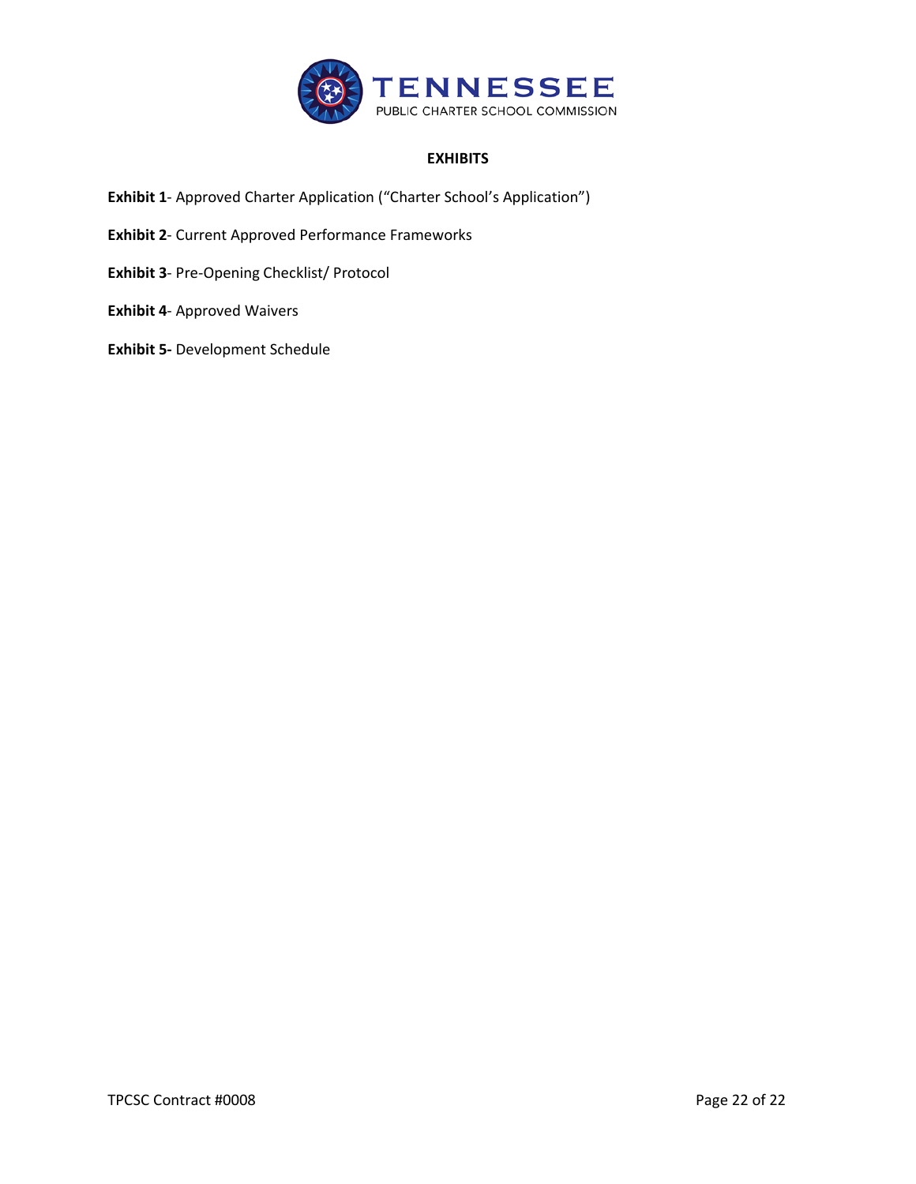## EXHIBITS

**Exhibit 1**- Approved Charter Application ("Charter School's Application")

**Exhibit 2**- Current Approved Performance Frameworks

**Exhibit 3**- Pre-Opening Checklist/ Protocol

**Exhibit 4**- Approved Waivers

**Exhibit 5-** Development Schedule